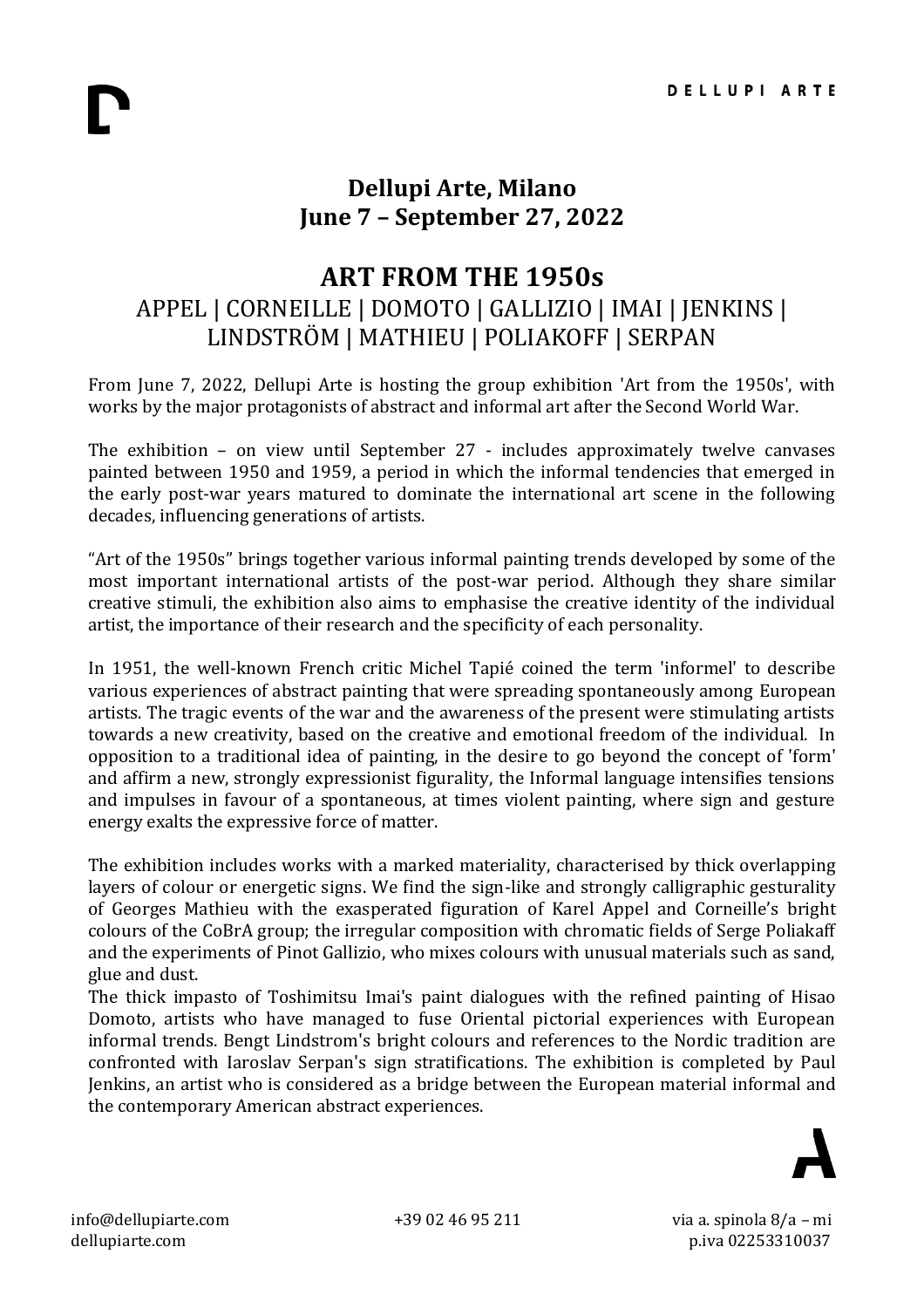# Dellupi Arte, Milano
# June 7 – September 27, 2022

## ART FROM THE 1950s

APPEL | CORNEILLE | DOMOTO | GALLIZIO | IMAI | JENKINS | LINDSTRÖM | MATHIEU | POLIAKOFF | SERPAN

From June 7, 2022, Dellupi Arte is hosting the group exhibition 'Art from the 1950s', with works by the major protagonists of abstract and informal art after the Second World War.

The exhibition – on view until September 27 - includes approximately twelve canvases painted between 1950 and 1959, a period in which the informal tendencies that emerged in the early post-war years matured to dominate the international art scene in the following decades, influencing generations of artists.

"Art of the 1950s" brings together various informal painting trends developed by some of the most important international artists of the post-war period. Although they share similar creative stimuli, the exhibition also aims to emphasise the creative identity of the individual artist, the importance of their research and the specificity of each personality.

In 1951, the well-known French critic Michel Tapié coined the term 'informel' to describe various experiences of abstract painting that were spreading spontaneously among European artists. The tragic events of the war and the awareness of the present were stimulating artists towards a new creativity, based on the creative and emotional freedom of the individual. In opposition to a traditional idea of painting, in the desire to go beyond the concept of 'form' and affirm a new, strongly expressionist figurality, the Informal language intensifies tensions and impulses in favour of a spontaneous, at times violent painting, where sign and gesture energy exalts the expressive force of matter.

The exhibition includes works with a marked materiality, characterised by thick overlapping layers of colour or energetic signs. We find the sign-like and strongly calligraphic gesturality of Georges Mathieu with the exasperated figuration of Karel Appel and Corneille's bright colours of the CoBrA group; the irregular composition with chromatic fields of Serge Poliakaff and the experiments of Pinot Gallizio, who mixes colours with unusual materials such as sand, glue and dust.
The thick impasto of Toshimitsu Imai's paint dialogues with the refined painting of Hisao Domoto, artists who have managed to fuse Oriental pictorial experiences with European informal trends. Bengt Lindstrom's bright colours and references to the Nordic tradition are confronted with Iaroslav Serpan's sign stratifications. The exhibition is completed by Paul Jenkins, an artist who is considered as a bridge between the European material informal and the contemporary American abstract experiences.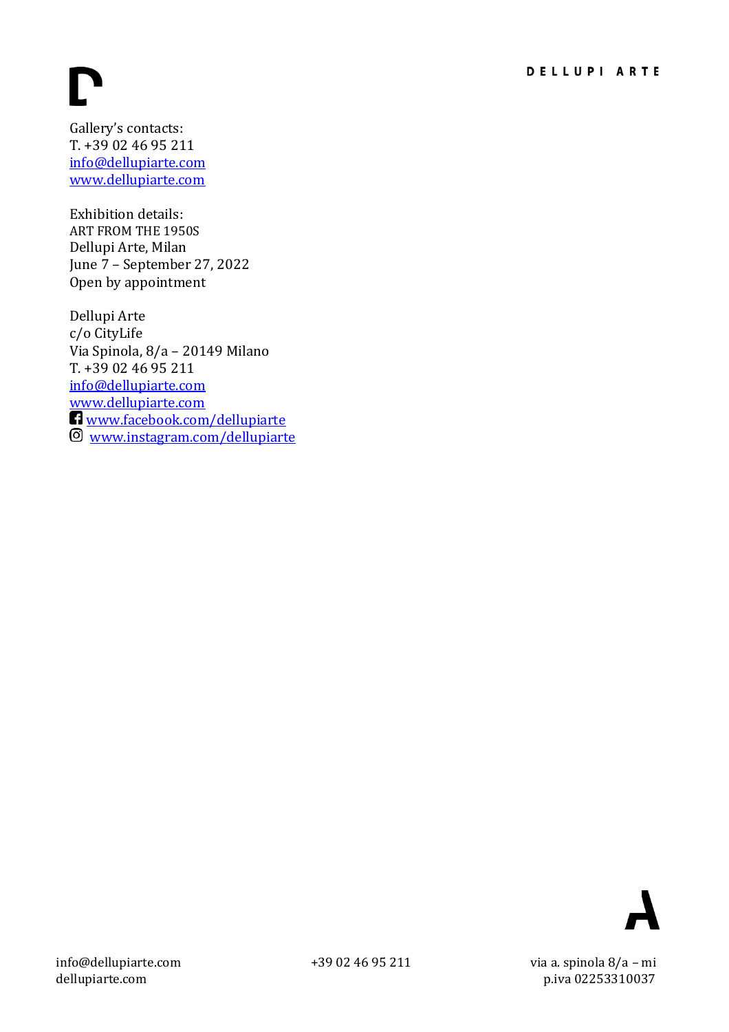Gallery's contacts:
T. +39 02 46 95 211
info@dellupiarte.com
www.dellupiarte.com

Exhibition details:
ART FROM THE 1950S
Dellupi Arte, Milan
June 7 – September 27, 2022
Open by appointment

Dellupi Arte
c/o CityLife
Via Spinola, 8/a – 20149 Milano
T. +39 02 46 95 211
info@dellupiarte.com
www.dellupiarte.com
www.facebook.com/dellupiarte
www.instagram.com/dellupiarte